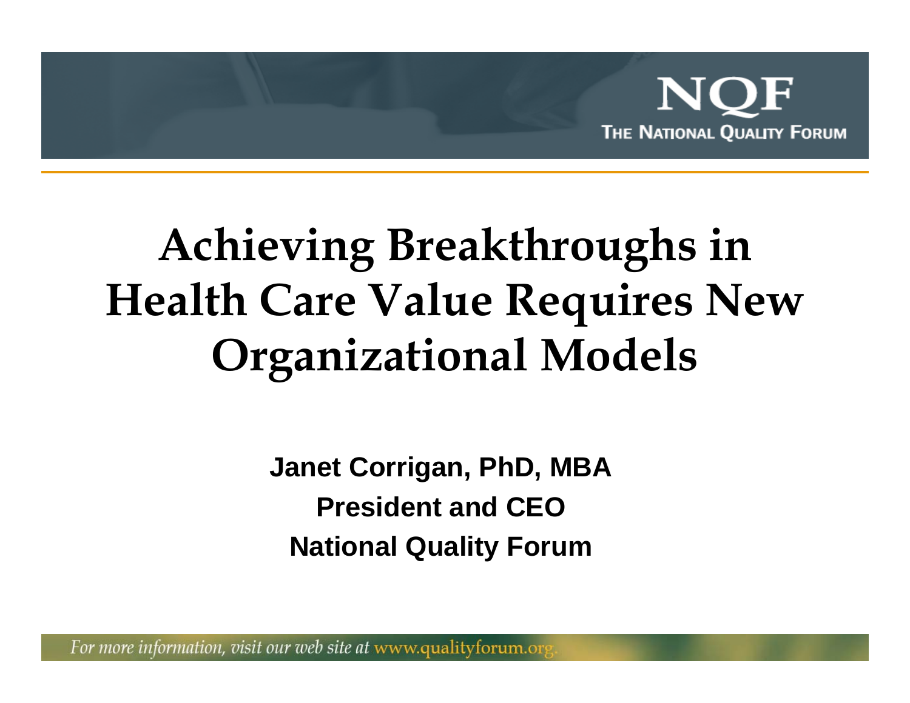NQF

THE NATIONAL QUALITY FORUM

# Achieving Breakthroughs in Health Care Value Requires New Organizational Models

**Janet Corrigan, PhD, MBA**

**President and CEO**

**National Quality Forum**

*For more information, visit our web site at* www.qualityforum.org.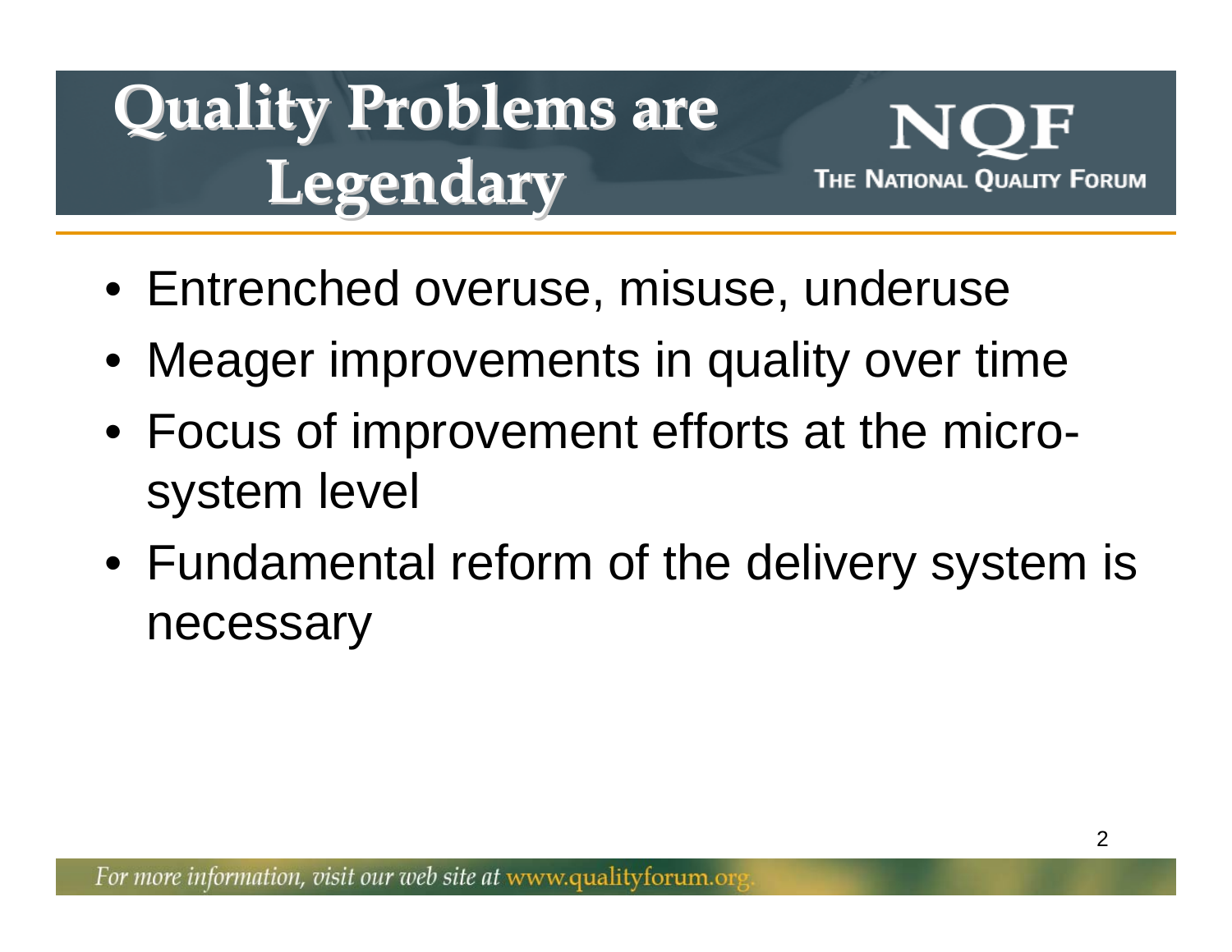# Quality Problems are Legendary

- Entrenched overuse, misuse, underuse
- Meager improvements in quality over time
- Focus of improvement efforts at the micro-system level
- Fundamental reform of the delivery system is necessary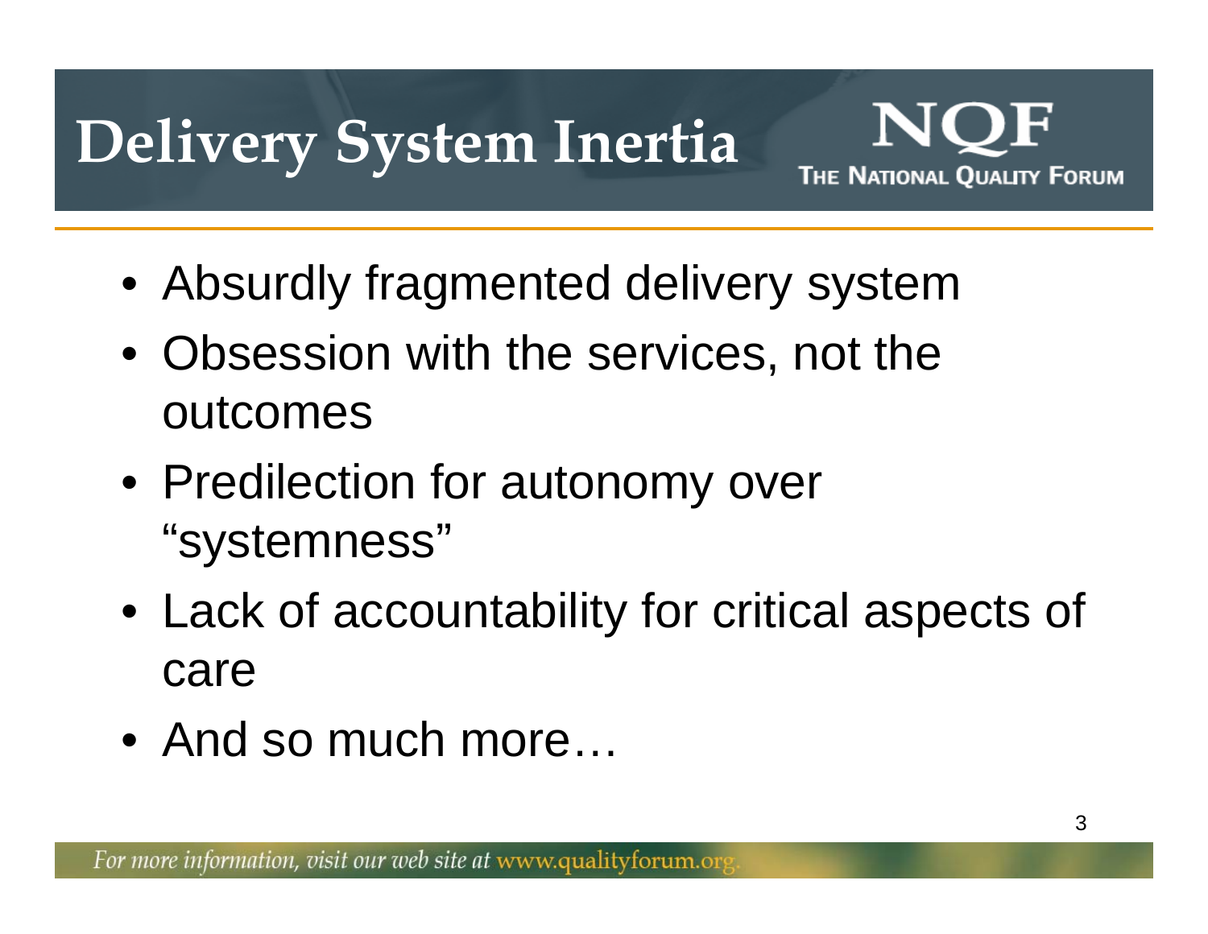# Delivery System Inertia

- Absurdly fragmented delivery system
- Obsession with the services, not the outcomes
- Predilection for autonomy over "systemness"
- Lack of accountability for critical aspects of care
- And so much more…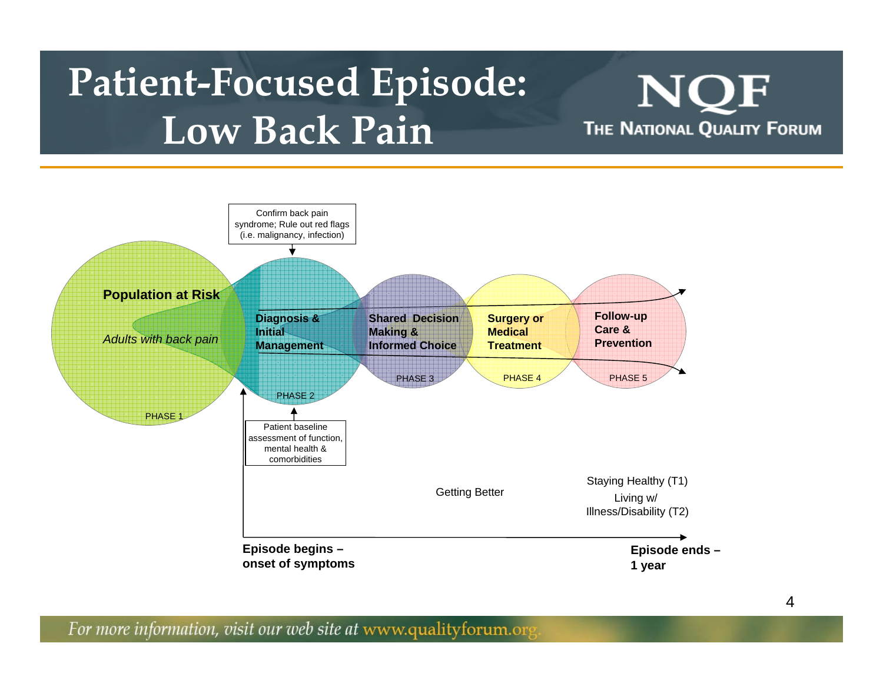# Patient-Focused Episode: Low Back Pain

NQF
THE NATIONAL QUALITY FORUM

Confirm back pain syndrome; Rule out red flags (i.e. malignancy, infection)

**Population at Risk**

*Adults with back pain*

PHASE 1

**Diagnosis & Initial Management**

PHASE 2

**Shared Decision Making & Informed Choice**

PHASE 3

**Surgery or Medical Treatment**

PHASE 4

**Follow-up Care & Prevention**

PHASE 5

Patient baseline assessment of function, mental health & comorbidities

Getting Better

Staying Healthy (T1)

Living w/ Illness/Disability (T2)

**Episode begins – onset of symptoms**

**Episode ends – 1 year**

For more information, visit our web site at www.qualityforum.org.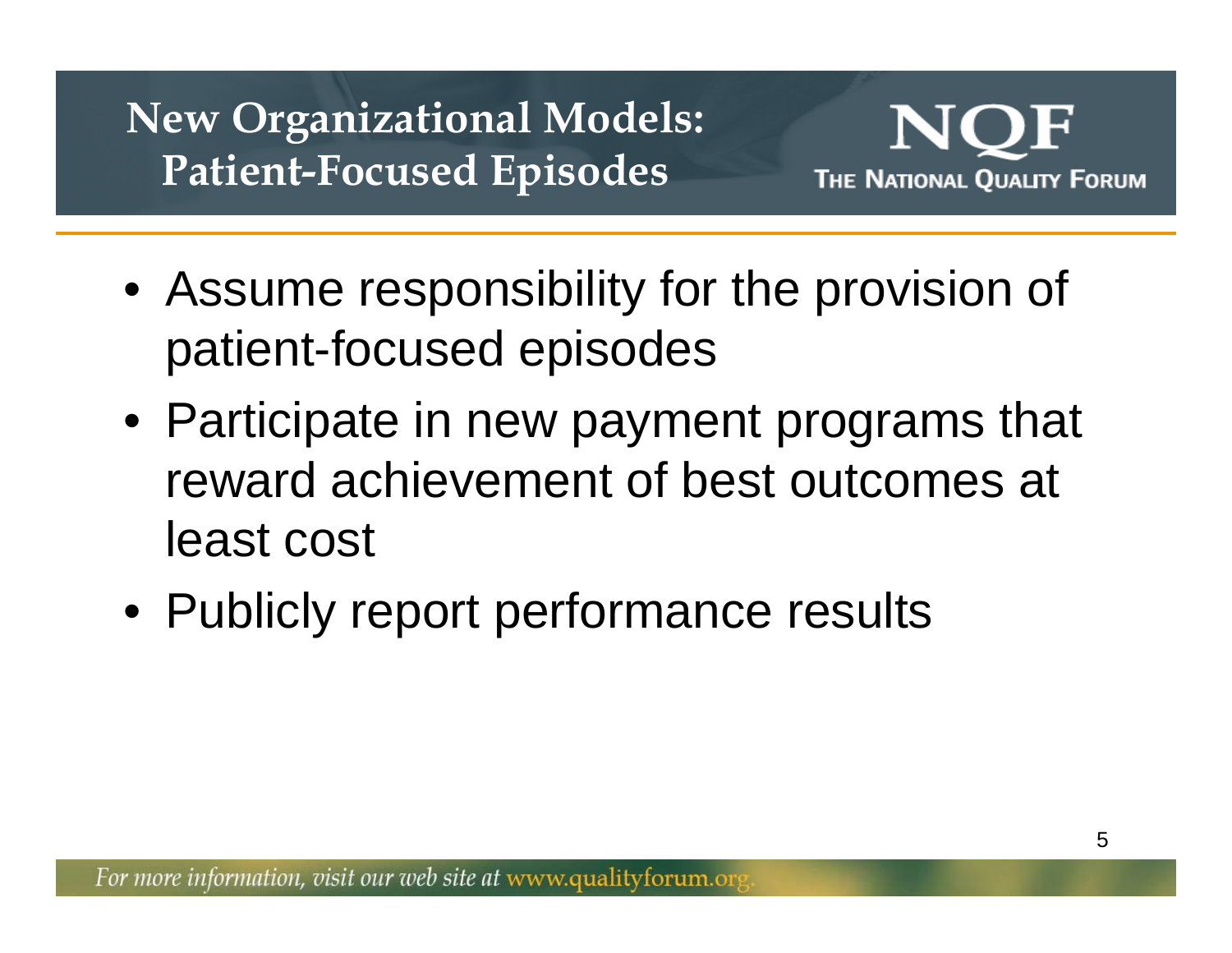# New Organizational Models: Patient-Focused Episodes

- Assume responsibility for the provision of patient-focused episodes
- Participate in new payment programs that reward achievement of best outcomes at least cost
- Publicly report performance results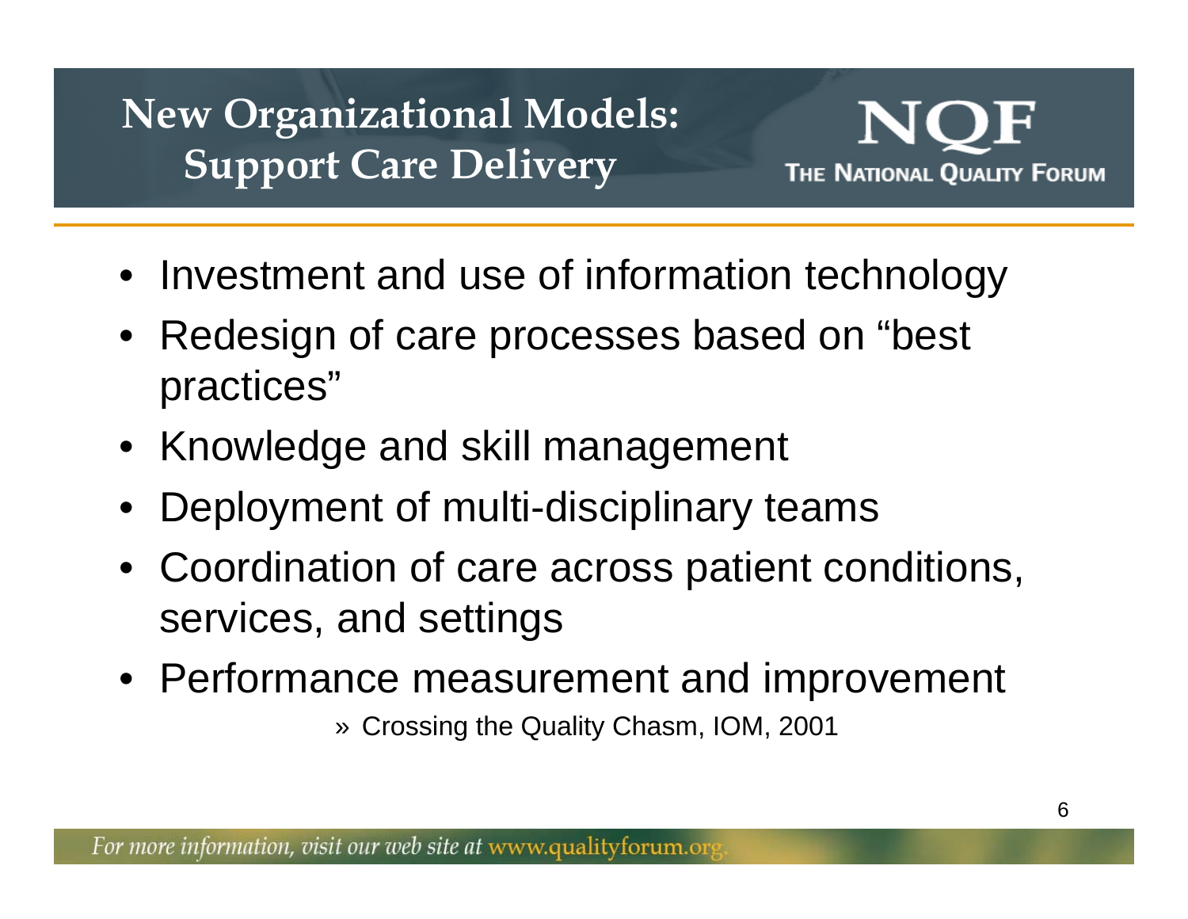# New Organizational Models: Support Care Delivery

- Investment and use of information technology
- Redesign of care processes based on "best practices"
- Knowledge and skill management
- Deployment of multi-disciplinary teams
- Coordination of care across patient conditions, services, and settings
- Performance measurement and improvement

» Crossing the Quality Chasm, IOM, 2001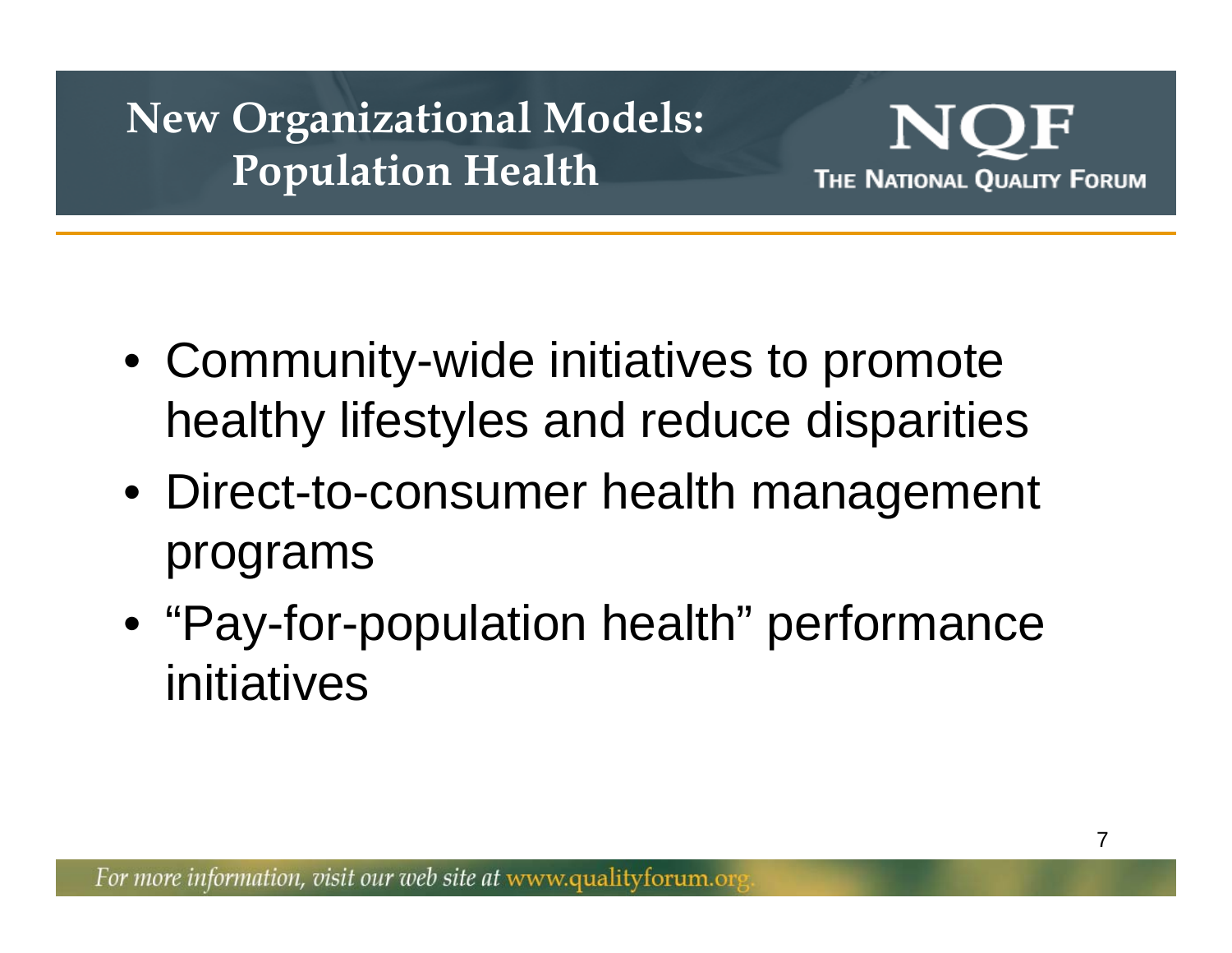# New Organizational Models: Population Health

- Community-wide initiatives to promote healthy lifestyles and reduce disparities
- Direct-to-consumer health management programs
- "Pay-for-population health" performance initiatives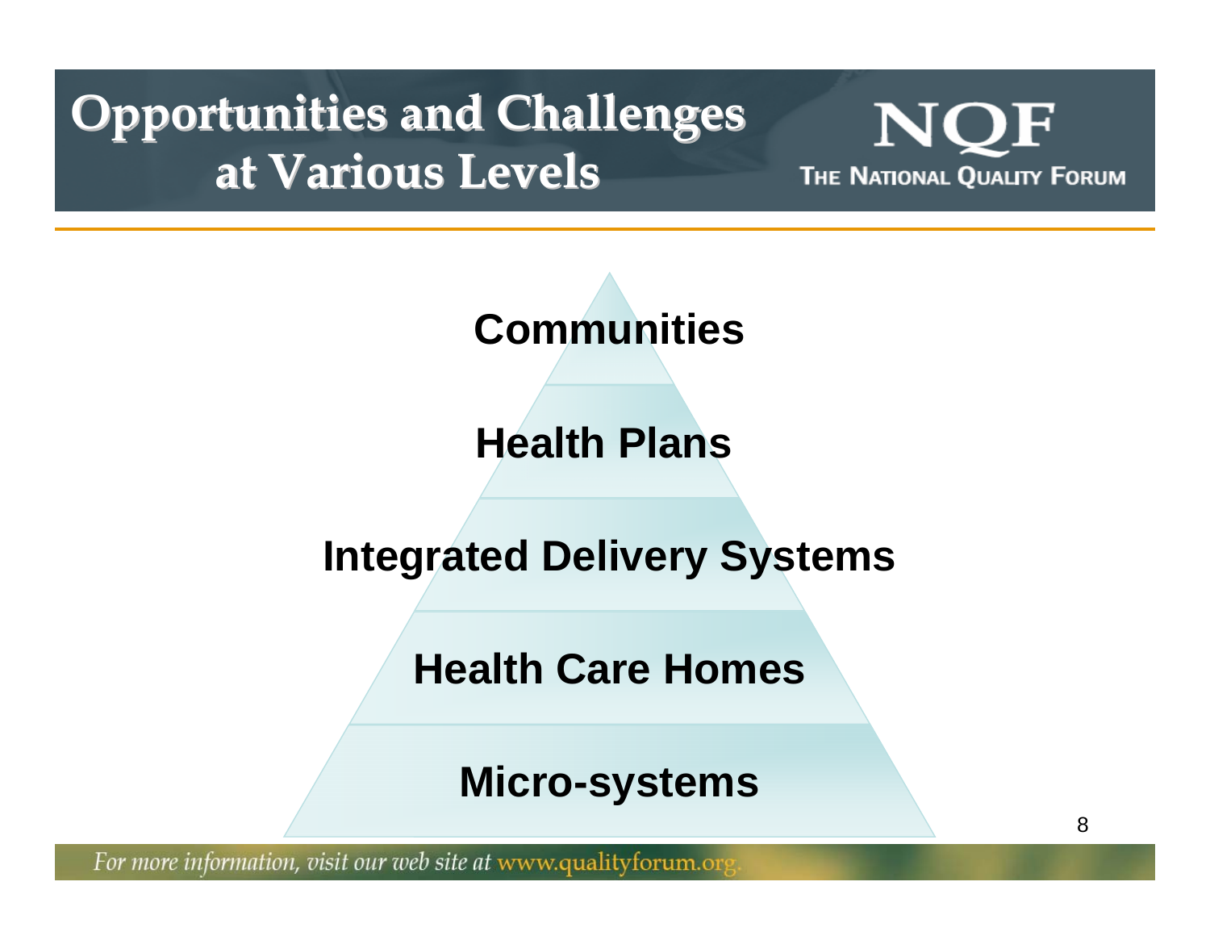# Opportunities and Challenges at Various Levels

- Communities
- Health Plans
- Integrated Delivery Systems
- Health Care Homes
- Micro-systems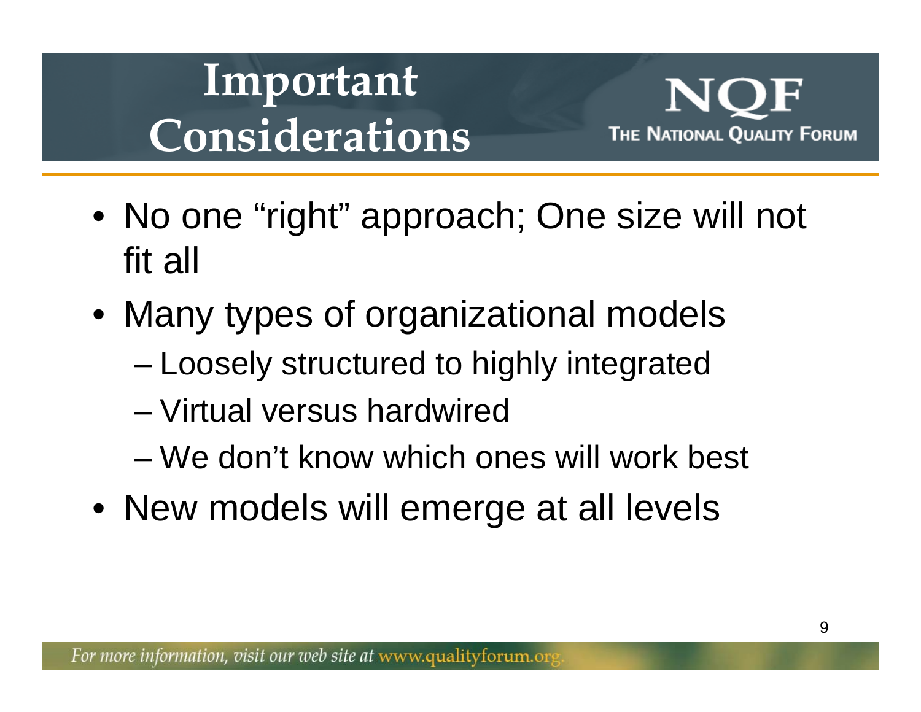# Important Considerations

NQF
THE NATIONAL QUALITY FORUM

- No one “right” approach; One size will not fit all
- Many types of organizational models
  - Loosely structured to highly integrated
  - Virtual versus hardwired
  - We don’t know which ones will work best
- New models will emerge at all levels

*For more information, visit our web site at www.qualityforum.org.*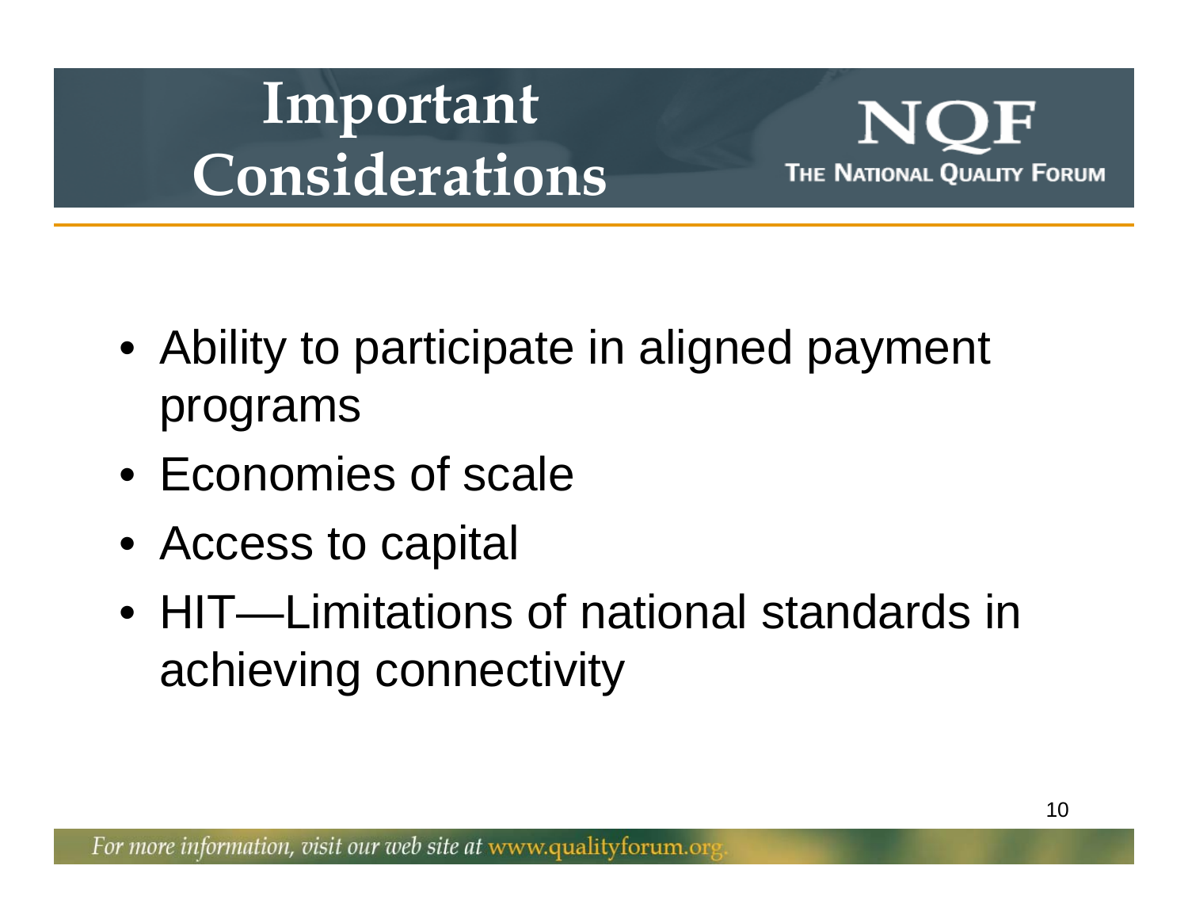# Important Considerations

- Ability to participate in aligned payment programs
- Economies of scale
- Access to capital
- HIT—Limitations of national standards in achieving connectivity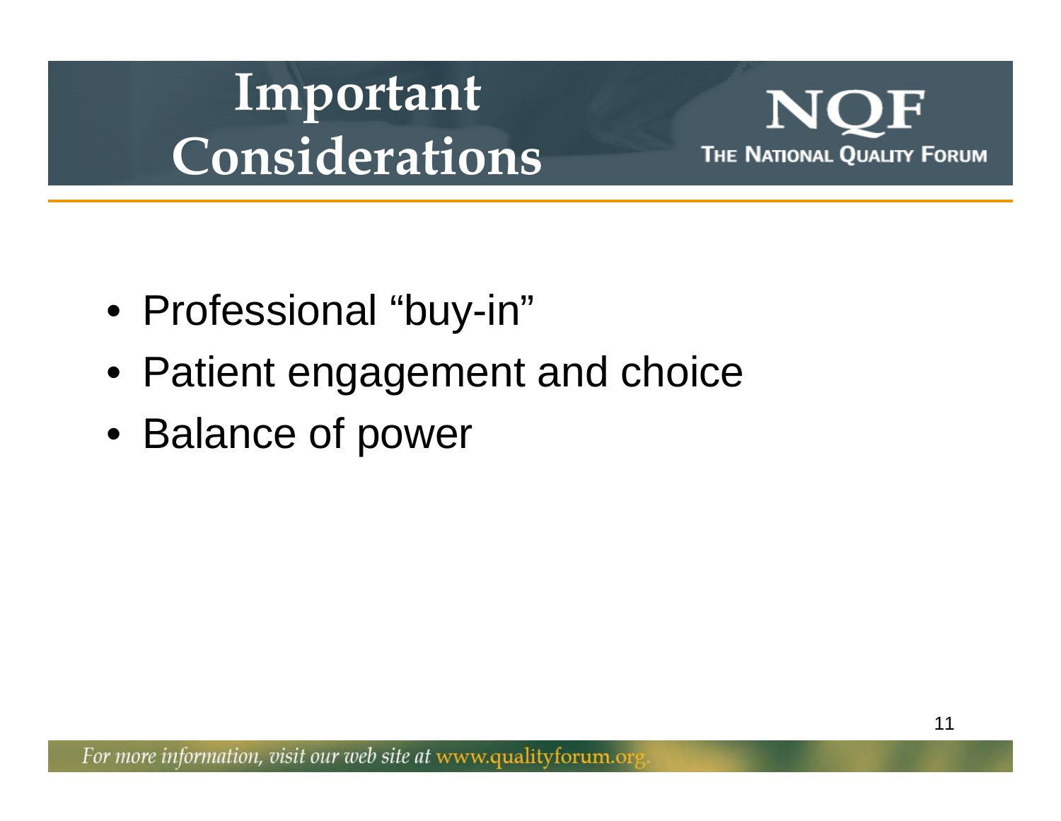# Important Considerations

- Professional "buy-in"
- Patient engagement and choice
- Balance of power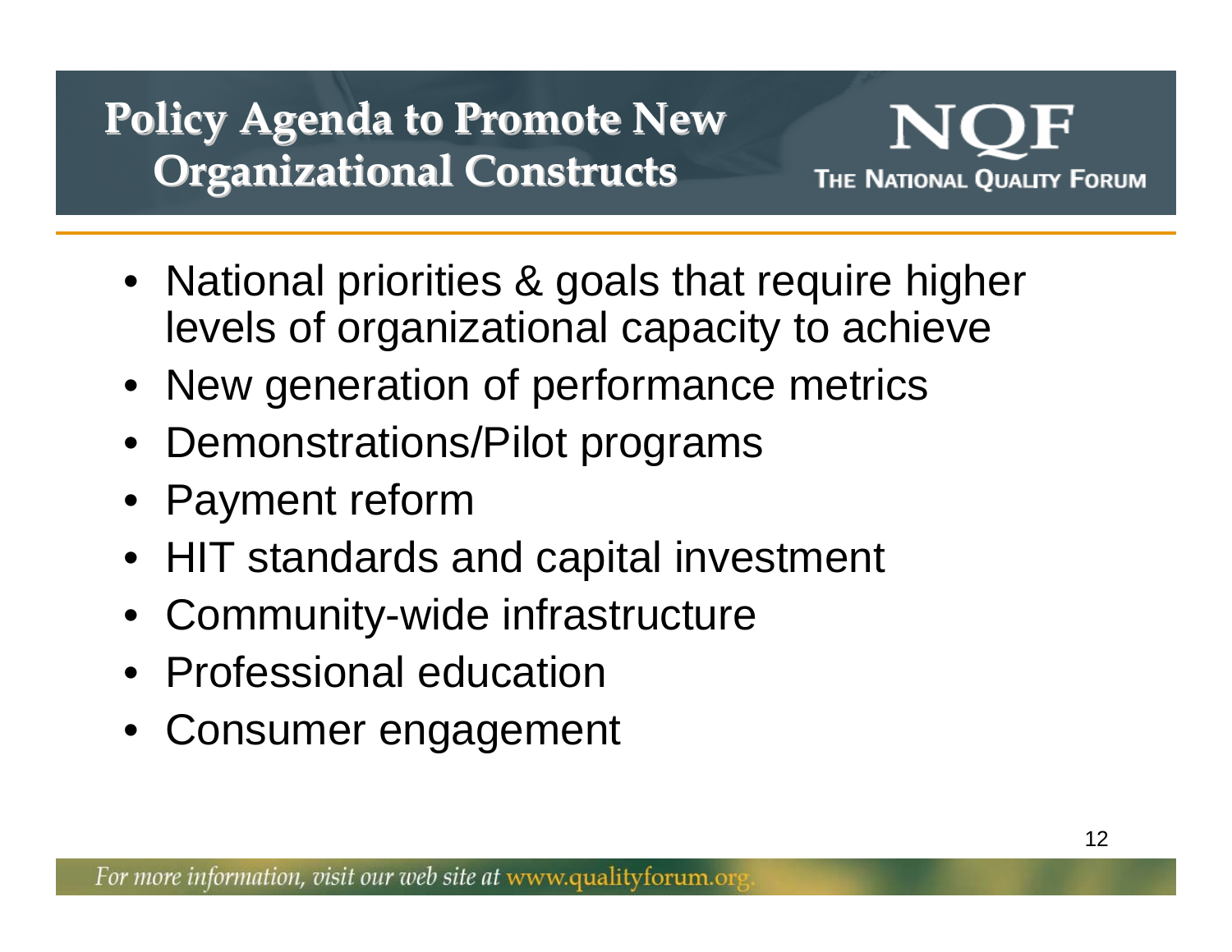# Policy Agenda to Promote New Organizational Constructs

NQF
THE NATIONAL QUALITY FORUM

- National priorities & goals that require higher levels of organizational capacity to achieve
- New generation of performance metrics
- Demonstrations/Pilot programs
- Payment reform
- HIT standards and capital investment
- Community-wide infrastructure
- Professional education
- Consumer engagement

*For more information, visit our web site at* www.qualityforum.org.